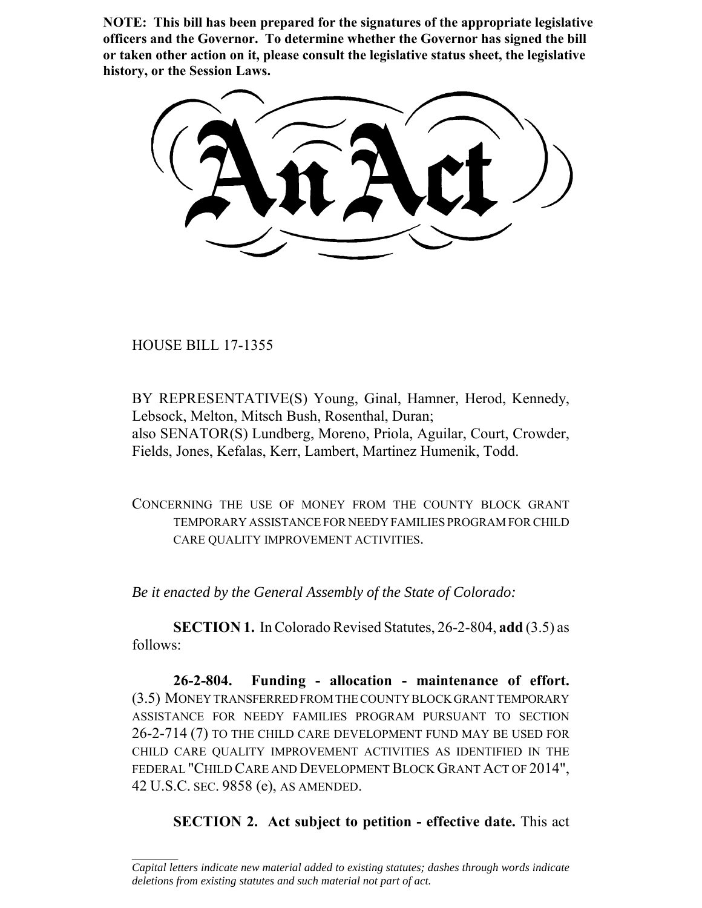**NOTE: This bill has been prepared for the signatures of the appropriate legislative officers and the Governor. To determine whether the Governor has signed the bill or taken other action on it, please consult the legislative status sheet, the legislative history, or the Session Laws.**

# An Act

HOUSE BILL 17-1355

BY REPRESENTATIVE(S) Young, Ginal, Hamner, Herod, Kennedy, Lebsock, Melton, Mitsch Bush, Rosenthal, Duran;
also SENATOR(S) Lundberg, Moreno, Priola, Aguilar, Court, Crowder, Fields, Jones, Kefalas, Kerr, Lambert, Martinez Humenik, Todd.

CONCERNING THE USE OF MONEY FROM THE COUNTY BLOCK GRANT TEMPORARY ASSISTANCE FOR NEEDY FAMILIES PROGRAM FOR CHILD CARE QUALITY IMPROVEMENT ACTIVITIES.

*Be it enacted by the General Assembly of the State of Colorado:*

**SECTION 1.** In Colorado Revised Statutes, 26-2-804, **add** (3.5) as follows:

**26-2-804. Funding - allocation - maintenance of effort.** (3.5) MONEY TRANSFERRED FROM THE COUNTY BLOCK GRANT TEMPORARY ASSISTANCE FOR NEEDY FAMILIES PROGRAM PURSUANT TO SECTION 26-2-714 (7) TO THE CHILD CARE DEVELOPMENT FUND MAY BE USED FOR CHILD CARE QUALITY IMPROVEMENT ACTIVITIES AS IDENTIFIED IN THE FEDERAL "CHILD CARE AND DEVELOPMENT BLOCK GRANT ACT OF 2014", 42 U.S.C. SEC. 9858 (e), AS AMENDED.

**SECTION 2. Act subject to petition - effective date.** This act

*Capital letters indicate new material added to existing statutes; dashes through words indicate deletions from existing statutes and such material not part of act.*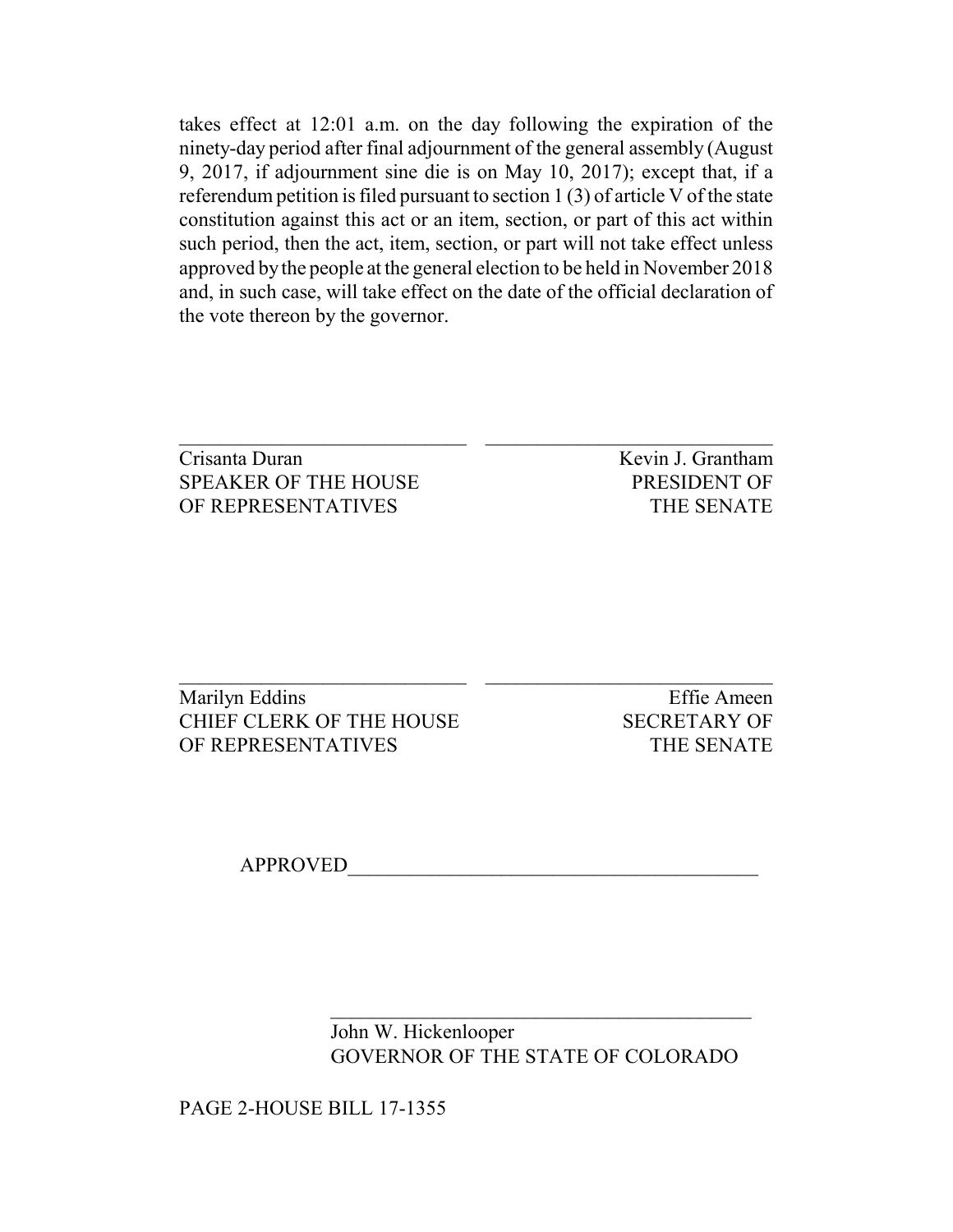takes effect at 12:01 a.m. on the day following the expiration of the ninety-day period after final adjournment of the general assembly (August 9, 2017, if adjournment sine die is on May 10, 2017); except that, if a referendum petition is filed pursuant to section 1 (3) of article V of the state constitution against this act or an item, section, or part of this act within such period, then the act, item, section, or part will not take effect unless approved by the people at the general election to be held in November 2018 and, in such case, will take effect on the date of the official declaration of the vote thereon by the governor.

| | |
|---|---|
| \_\_\_\_\_\_\_\_\_\_\_\_\_\_\_\_\_\_\_\_\_\_\_\_\_\_\_\_ | \_\_\_\_\_\_\_\_\_\_\_\_\_\_\_\_\_\_\_\_\_\_\_\_\_\_\_\_ |
| Crisanta Duran<br>SPEAKER OF THE HOUSE<br>OF REPRESENTATIVES | Kevin J. Grantham<br>PRESIDENT OF<br>THE SENATE |
| \_\_\_\_\_\_\_\_\_\_\_\_\_\_\_\_\_\_\_\_\_\_\_\_\_\_\_\_ | \_\_\_\_\_\_\_\_\_\_\_\_\_\_\_\_\_\_\_\_\_\_\_\_\_\_\_\_ |
| Marilyn Eddins<br>CHIEF CLERK OF THE HOUSE<br>OF REPRESENTATIVES | Effie Ameen<br>SECRETARY OF<br>THE SENATE |

APPROVED\_\_\_\_\_\_\_\_\_\_\_\_\_\_\_\_\_\_\_\_\_\_\_\_\_\_\_\_\_\_\_\_\_\_\_\_\_\_\_\_

\_\_\_\_\_\_\_\_\_\_\_\_\_\_\_\_\_\_\_\_\_\_\_\_\_\_\_\_\_\_\_\_\_\_\_\_\_\_\_\_

John W. Hickenlooper
GOVERNOR OF THE STATE OF COLORADO

PAGE 2-HOUSE BILL 17-1355